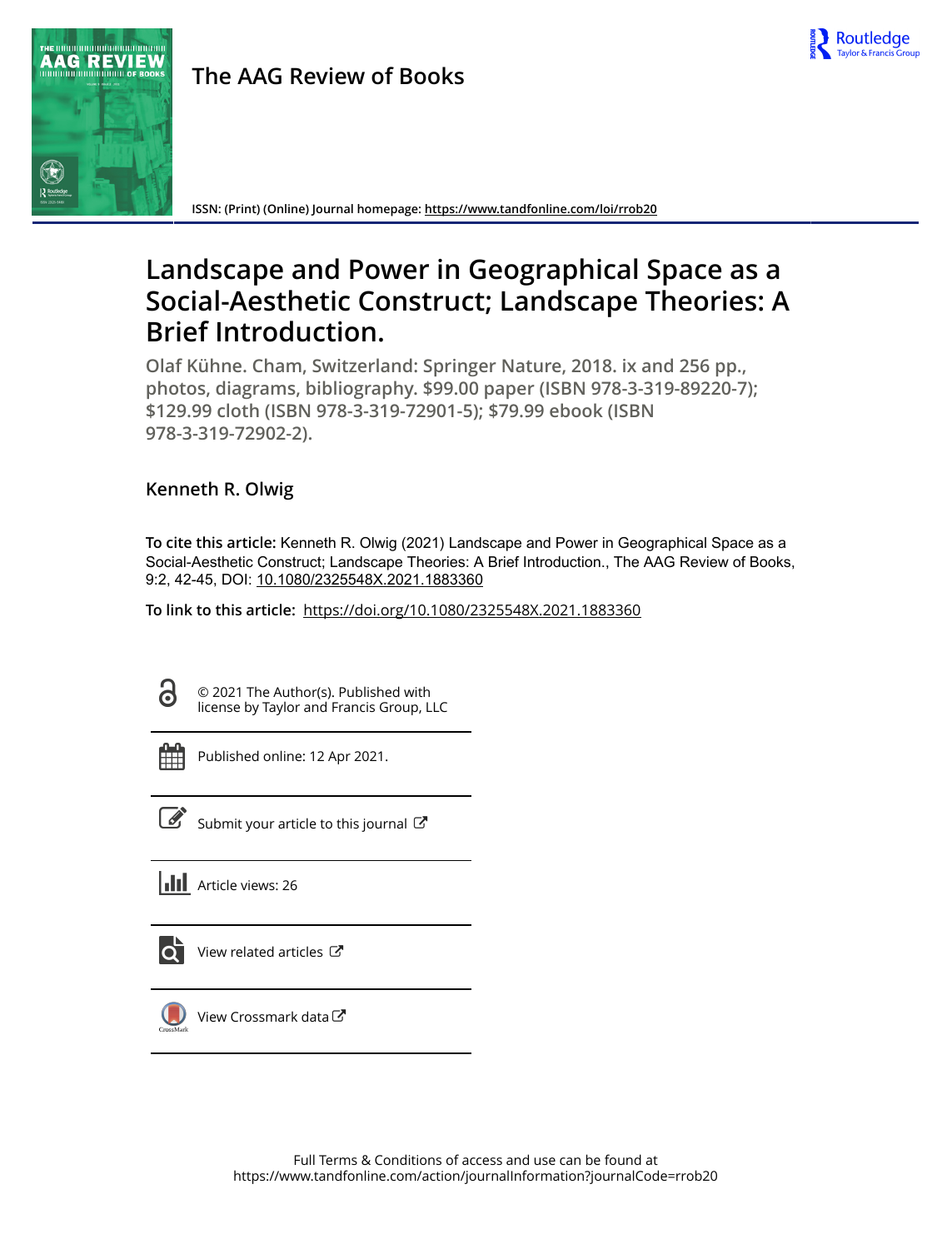The AAG Review of Books

ISSN: (Print) (Online) Journal homepage: https://www.tandfonline.com/loi/rrob20

# Landscape and Power in Geographical Space as a Social-Aesthetic Construct; Landscape Theories: A Brief Introduction.

Olaf Kühne. Cham, Switzerland: Springer Nature, 2018. ix and 256 pp., photos, diagrams, bibliography. $99.00 paper (ISBN 978-3-319-89220-7); $129.99 cloth (ISBN 978-3-319-72901-5); $79.99 ebook (ISBN 978-3-319-72902-2).

Kenneth R. Olwig

**To cite this article:** Kenneth R. Olwig (2021) Landscape and Power in Geographical Space as a Social-Aesthetic Construct; Landscape Theories: A Brief Introduction., The AAG Review of Books, 9:2, 42-45, DOI: 10.1080/2325548X.2021.1883360

**To link to this article:** https://doi.org/10.1080/2325548X.2021.1883360

© 2021 The Author(s). Published with license by Taylor and Francis Group, LLC

Published online: 12 Apr 2021.

Submit your article to this journal

Article views: 26

View related articles

View Crossmark data

Full Terms & Conditions of access and use can be found at https://www.tandfonline.com/action/journalInformation?journalCode=rrob20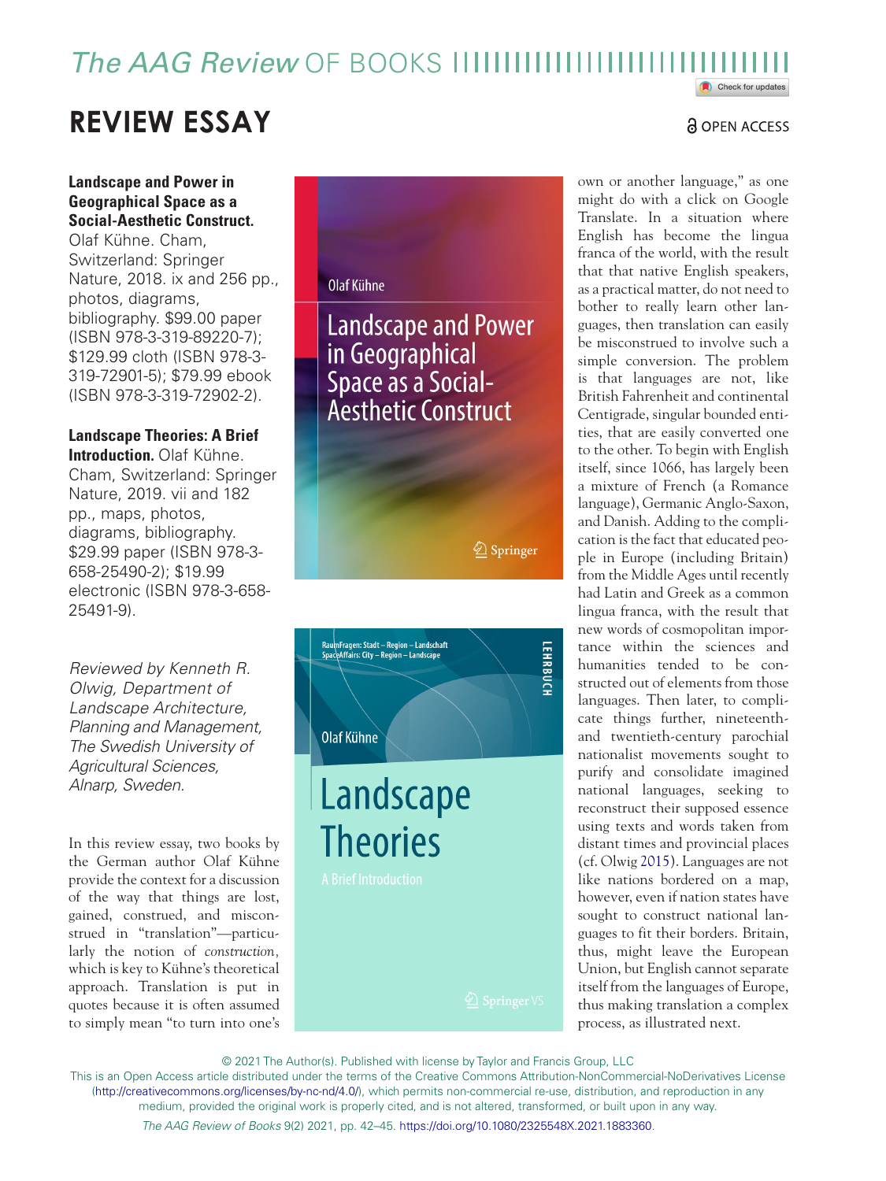# REVIEW ESSAY

OPEN ACCESS

**Landscape and Power in Geographical Space as a Social-Aesthetic Construct.** Olaf Kühne. Cham, Switzerland: Springer Nature, 2018. ix and 256 pp., photos, diagrams, bibliography. $99.00 paper (ISBN 978-3-319-89220-7); $129.99 cloth (ISBN 978-3-319-72901-5); $79.99 ebook (ISBN 978-3-319-72902-2).

**Landscape Theories: A Brief Introduction.** Olaf Kühne. Cham, Switzerland: Springer Nature, 2019. vii and 182 pp., maps, photos, diagrams, bibliography. $29.99 paper (ISBN 978-3-658-25490-2); $19.99 electronic (ISBN 978-3-658-25491-9).

*Reviewed by Kenneth R. Olwig, Department of Landscape Architecture, Planning and Management, The Swedish University of Agricultural Sciences, Alnarp, Sweden.*

In this review essay, two books by the German author Olaf Kühne provide the context for a discussion of the way that things are lost, gained, construed, and misconstrued in "translation"—particularly the notion of *construction*, which is key to Kühne's theoretical approach. Translation is put in quotes because it is often assumed to simply mean "to turn into one's own or another language," as one might do with a click on Google Translate. In a situation where English has become the lingua franca of the world, with the result that that native English speakers, as a practical matter, do not need to bother to really learn other languages, then translation can easily be misconstrued to involve such a simple conversion. The problem is that languages are not, like British Fahrenheit and continental Centigrade, singular bounded entities, that are easily converted one to the other. To begin with English itself, since 1066, has largely been a mixture of French (a Romance language), Germanic Anglo-Saxon, and Danish. Adding to the complication is the fact that educated people in Europe (including Britain) from the Middle Ages until recently had Latin and Greek as a common lingua franca, with the result that new words of cosmopolitan importance within the sciences and humanities tended to be constructed out of elements from those languages. Then later, to complicate things further, nineteenth- and twentieth-century parochial nationalist movements sought to purify and consolidate imagined national languages, seeking to reconstruct their supposed essence using texts and words taken from distant times and provincial places (cf. Olwig 2015). Languages are not like nations bordered on a map, however, even if nation states have sought to construct national languages to fit their borders. Britain, thus, might leave the European Union, but English cannot separate itself from the languages of Europe, thus making translation a complex process, as illustrated next.

© 2021 The Author(s). Published with license by Taylor and Francis Group, LLC
This is an Open Access article distributed under the terms of the Creative Commons Attribution-NonCommercial-NoDerivatives License (http://creativecommons.org/licenses/by-nc-nd/4.0/), which permits non-commercial re-use, distribution, and reproduction in any medium, provided the original work is properly cited, and is not altered, transformed, or built upon in any way.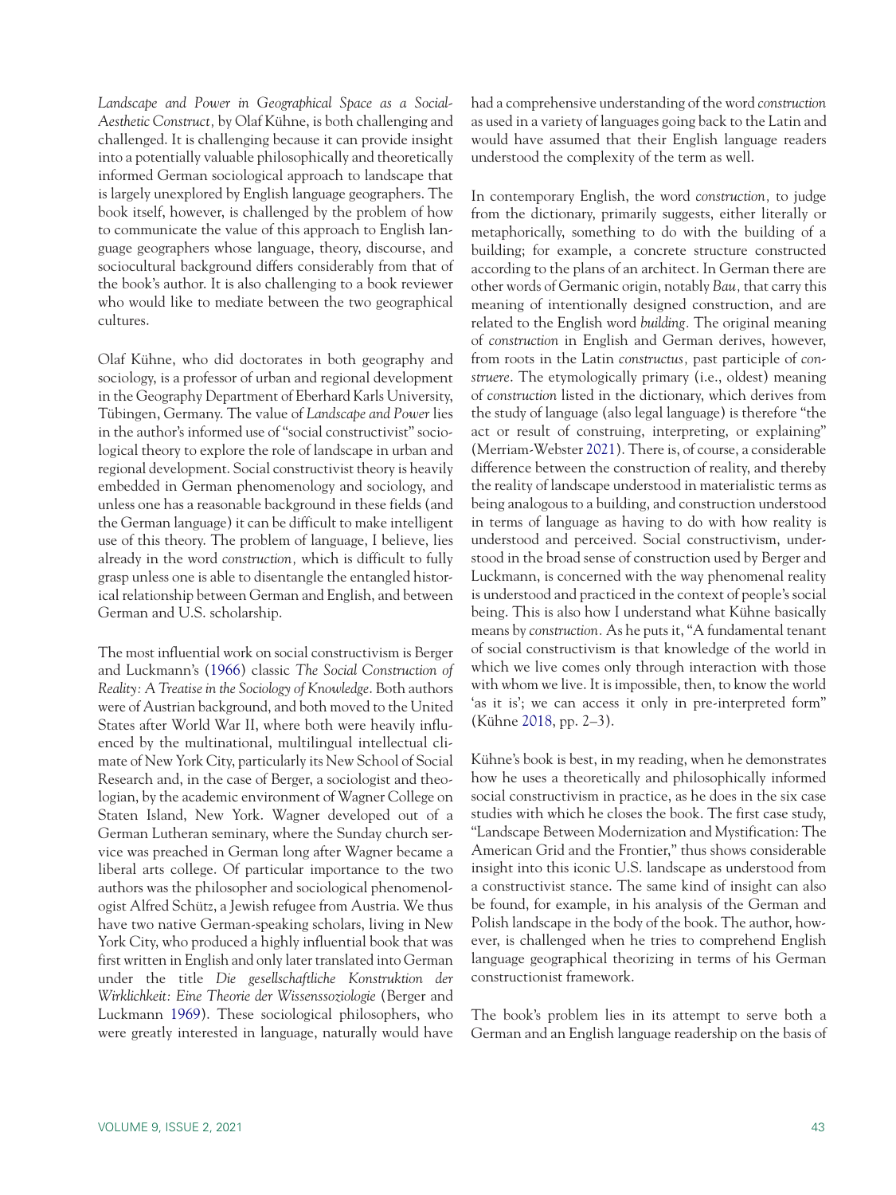*Landscape and Power in Geographical Space as a Social-Aesthetic Construct,* by Olaf Kühne, is both challenging and challenged. It is challenging because it can provide insight into a potentially valuable philosophically and theoretically informed German sociological approach to landscape that is largely unexplored by English language geographers. The book itself, however, is challenged by the problem of how to communicate the value of this approach to English language geographers whose language, theory, discourse, and sociocultural background differs considerably from that of the book's author. It is also challenging to a book reviewer who would like to mediate between the two geographical cultures.

Olaf Kühne, who did doctorates in both geography and sociology, is a professor of urban and regional development in the Geography Department of Eberhard Karls University, Tübingen, Germany. The value of *Landscape and Power* lies in the author's informed use of "social constructivist" sociological theory to explore the role of landscape in urban and regional development. Social constructivist theory is heavily embedded in German phenomenology and sociology, and unless one has a reasonable background in these fields (and the German language) it can be difficult to make intelligent use of this theory. The problem of language, I believe, lies already in the word *construction,* which is difficult to fully grasp unless one is able to disentangle the entangled historical relationship between German and English, and between German and U.S. scholarship.

The most influential work on social constructivism is Berger and Luckmann's (1966) classic *The Social Construction of Reality: A Treatise in the Sociology of Knowledge*. Both authors were of Austrian background, and both moved to the United States after World War II, where both were heavily influenced by the multinational, multilingual intellectual climate of New York City, particularly its New School of Social Research and, in the case of Berger, a sociologist and theologian, by the academic environment of Wagner College on Staten Island, New York. Wagner developed out of a German Lutheran seminary, where the Sunday church service was preached in German long after Wagner became a liberal arts college. Of particular importance to the two authors was the philosopher and sociological phenomenologist Alfred Schütz, a Jewish refugee from Austria. We thus have two native German-speaking scholars, living in New York City, who produced a highly influential book that was first written in English and only later translated into German under the title *Die gesellschaftliche Konstruktion der Wirklichkeit: Eine Theorie der Wissenssoziologie* (Berger and Luckmann 1969). These sociological philosophers, who were greatly interested in language, naturally would have had a comprehensive understanding of the word *construction* as used in a variety of languages going back to the Latin and would have assumed that their English language readers understood the complexity of the term as well.

In contemporary English, the word *construction,* to judge from the dictionary, primarily suggests, either literally or metaphorically, something to do with the building of a building; for example, a concrete structure constructed according to the plans of an architect. In German there are other words of Germanic origin, notably *Bau,* that carry this meaning of intentionally designed construction, and are related to the English word *building.* The original meaning of *construction* in English and German derives, however, from roots in the Latin *constructus,* past participle of *construere*. The etymologically primary (i.e., oldest) meaning of *construction* listed in the dictionary, which derives from the study of language (also legal language) is therefore "the act or result of construing, interpreting, or explaining" (Merriam-Webster 2021). There is, of course, a considerable difference between the construction of reality, and thereby the reality of landscape understood in materialistic terms as being analogous to a building, and construction understood in terms of language as having to do with how reality is understood and perceived. Social constructivism, understood in the broad sense of construction used by Berger and Luckmann, is concerned with the way phenomenal reality is understood and practiced in the context of people's social being. This is also how I understand what Kühne basically means by *construction.* As he puts it, "A fundamental tenant of social constructivism is that knowledge of the world in which we live comes only through interaction with those with whom we live. It is impossible, then, to know the world 'as it is'; we can access it only in pre-interpreted form" (Kühne 2018, pp. 2–3).

Kühne's book is best, in my reading, when he demonstrates how he uses a theoretically and philosophically informed social constructivism in practice, as he does in the six case studies with which he closes the book. The first case study, "Landscape Between Modernization and Mystification: The American Grid and the Frontier," thus shows considerable insight into this iconic U.S. landscape as understood from a constructivist stance. The same kind of insight can also be found, for example, in his analysis of the German and Polish landscape in the body of the book. The author, however, is challenged when he tries to comprehend English language geographical theorizing in terms of his German constructionist framework.

The book's problem lies in its attempt to serve both a German and an English language readership on the basis of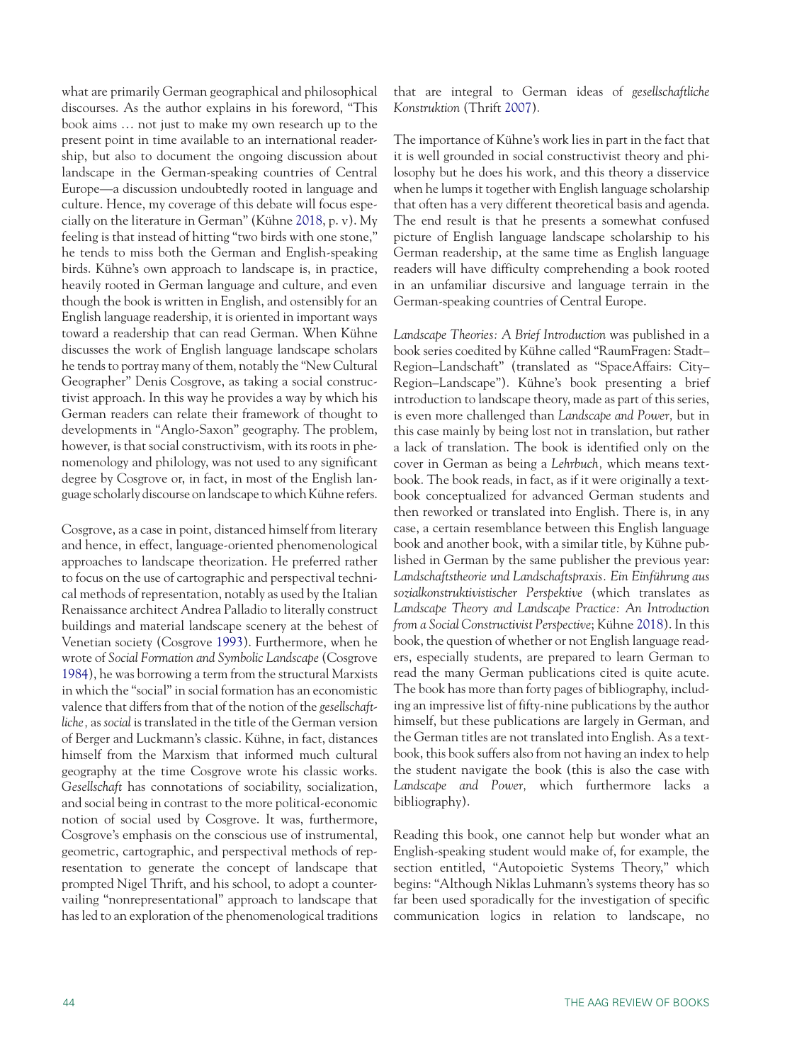what are primarily German geographical and philosophical discourses. As the author explains in his foreword, "This book aims … not just to make my own research up to the present point in time available to an international readership, but also to document the ongoing discussion about landscape in the German-speaking countries of Central Europe—a discussion undoubtedly rooted in language and culture. Hence, my coverage of this debate will focus especially on the literature in German" (Kühne 2018, p. v). My feeling is that instead of hitting "two birds with one stone," he tends to miss both the German and English-speaking birds. Kühne's own approach to landscape is, in practice, heavily rooted in German language and culture, and even though the book is written in English, and ostensibly for an English language readership, it is oriented in important ways toward a readership that can read German. When Kühne discusses the work of English language landscape scholars he tends to portray many of them, notably the "New Cultural Geographer" Denis Cosgrove, as taking a social constructivist approach. In this way he provides a way by which his German readers can relate their framework of thought to developments in "Anglo-Saxon" geography. The problem, however, is that social constructivism, with its roots in phenomenology and philology, was not used to any significant degree by Cosgrove or, in fact, in most of the English language scholarly discourse on landscape to which Kühne refers.

Cosgrove, as a case in point, distanced himself from literary and hence, in effect, language-oriented phenomenological approaches to landscape theorization. He preferred rather to focus on the use of cartographic and perspectival technical methods of representation, notably as used by the Italian Renaissance architect Andrea Palladio to literally construct buildings and material landscape scenery at the behest of Venetian society (Cosgrove 1993). Furthermore, when he wrote of *Social Formation and Symbolic Landscape* (Cosgrove 1984), he was borrowing a term from the structural Marxists in which the "social" in social formation has an economistic valence that differs from that of the notion of the *gesellschaftliche,* as *social* is translated in the title of the German version of Berger and Luckmann's classic. Kühne, in fact, distances himself from the Marxism that informed much cultural geography at the time Cosgrove wrote his classic works. *Gesellschaft* has connotations of sociability, socialization, and social being in contrast to the more political-economic notion of social used by Cosgrove. It was, furthermore, Cosgrove's emphasis on the conscious use of instrumental, geometric, cartographic, and perspectival methods of representation to generate the concept of landscape that prompted Nigel Thrift, and his school, to adopt a countervailing "nonrepresentational" approach to landscape that has led to an exploration of the phenomenological traditions that are integral to German ideas of *gesellschaftliche Konstruktion* (Thrift 2007).

The importance of Kühne's work lies in part in the fact that it is well grounded in social constructivist theory and philosophy but he does his work, and this theory a disservice when he lumps it together with English language scholarship that often has a very different theoretical basis and agenda. The end result is that he presents a somewhat confused picture of English language landscape scholarship to his German readership, at the same time as English language readers will have difficulty comprehending a book rooted in an unfamiliar discursive and language terrain in the German-speaking countries of Central Europe.

*Landscape Theories: A Brief Introduction* was published in a book series coedited by Kühne called "RaumFragen: Stadt–Region–Landschaft" (translated as "SpaceAffairs: City–Region–Landscape"). Kühne's book presenting a brief introduction to landscape theory, made as part of this series, is even more challenged than *Landscape and Power,* but in this case mainly by being lost not in translation, but rather a lack of translation. The book is identified only on the cover in German as being a *Lehrbuch,* which means textbook. The book reads, in fact, as if it were originally a textbook conceptualized for advanced German students and then reworked or translated into English. There is, in any case, a certain resemblance between this English language book and another book, with a similar title, by Kühne published in German by the same publisher the previous year: *Landschaftstheorie und Landschaftspraxis. Ein Einführung aus sozialkonstruktivistischer Perspektive* (which translates as *Landscape Theory and Landscape Practice: An Introduction from a Social Constructivist Perspective*; Kühne 2018). In this book, the question of whether or not English language readers, especially students, are prepared to learn German to read the many German publications cited is quite acute. The book has more than forty pages of bibliography, including an impressive list of fifty-nine publications by the author himself, but these publications are largely in German, and the German titles are not translated into English. As a textbook, this book suffers also from not having an index to help the student navigate the book (this is also the case with *Landscape and Power,* which furthermore lacks a bibliography).

Reading this book, one cannot help but wonder what an English-speaking student would make of, for example, the section entitled, "Autopoietic Systems Theory," which begins: "Although Niklas Luhmann's systems theory has so far been used sporadically for the investigation of specific communication logics in relation to landscape, no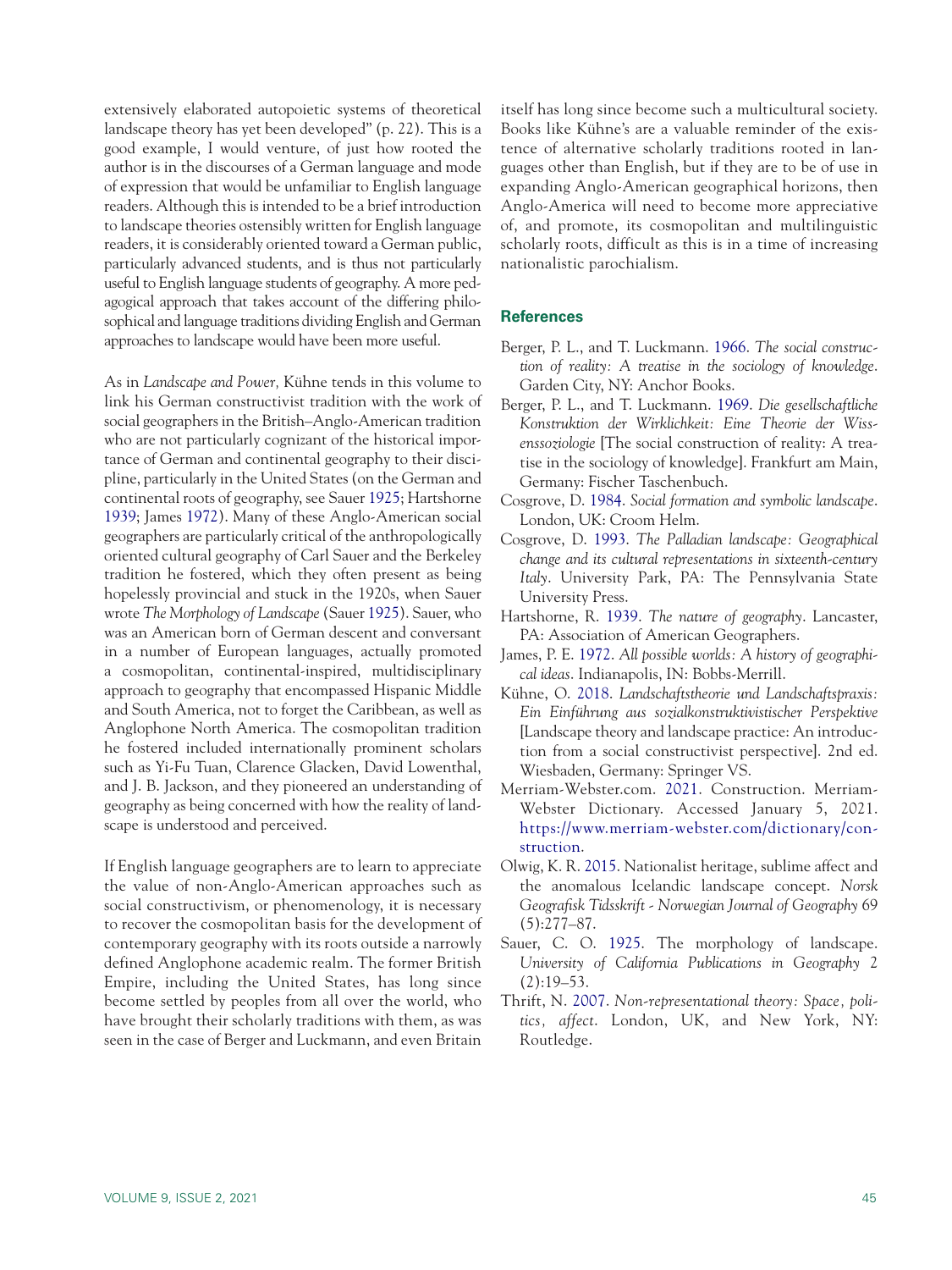extensively elaborated autopoietic systems of theoretical landscape theory has yet been developed" (p. 22). This is a good example, I would venture, of just how rooted the author is in the discourses of a German language and mode of expression that would be unfamiliar to English language readers. Although this is intended to be a brief introduction to landscape theories ostensibly written for English language readers, it is considerably oriented toward a German public, particularly advanced students, and is thus not particularly useful to English language students of geography. A more pedagogical approach that takes account of the differing philosophical and language traditions dividing English and German approaches to landscape would have been more useful.

As in *Landscape and Power,* Kühne tends in this volume to link his German constructivist tradition with the work of social geographers in the British–Anglo-American tradition who are not particularly cognizant of the historical importance of German and continental geography to their discipline, particularly in the United States (on the German and continental roots of geography, see Sauer 1925; Hartshorne 1939; James 1972). Many of these Anglo-American social geographers are particularly critical of the anthropologically oriented cultural geography of Carl Sauer and the Berkeley tradition he fostered, which they often present as being hopelessly provincial and stuck in the 1920s, when Sauer wrote *The Morphology of Landscape* (Sauer 1925). Sauer, who was an American born of German descent and conversant in a number of European languages, actually promoted a cosmopolitan, continental-inspired, multidisciplinary approach to geography that encompassed Hispanic Middle and South America, not to forget the Caribbean, as well as Anglophone North America. The cosmopolitan tradition he fostered included internationally prominent scholars such as Yi-Fu Tuan, Clarence Glacken, David Lowenthal, and J. B. Jackson, and they pioneered an understanding of geography as being concerned with how the reality of landscape is understood and perceived.

If English language geographers are to learn to appreciate the value of non-Anglo-American approaches such as social constructivism, or phenomenology, it is necessary to recover the cosmopolitan basis for the development of contemporary geography with its roots outside a narrowly defined Anglophone academic realm. The former British Empire, including the United States, has long since become settled by peoples from all over the world, who have brought their scholarly traditions with them, as was seen in the case of Berger and Luckmann, and even Britain itself has long since become such a multicultural society. Books like Kühne's are a valuable reminder of the existence of alternative scholarly traditions rooted in languages other than English, but if they are to be of use in expanding Anglo-American geographical horizons, then Anglo-America will need to become more appreciative of, and promote, its cosmopolitan and multilinguistic scholarly roots, difficult as this is in a time of increasing nationalistic parochialism.

## References

Berger, P. L., and T. Luckmann. 1966. *The social construction of reality: A treatise in the sociology of knowledge*. Garden City, NY: Anchor Books.

Berger, P. L., and T. Luckmann. 1969. *Die gesellschaftliche Konstruktion der Wirklichkeit: Eine Theorie der Wissenssoziologie* [The social construction of reality: A treatise in the sociology of knowledge]. Frankfurt am Main, Germany: Fischer Taschenbuch.

Cosgrove, D. 1984. *Social formation and symbolic landscape*. London, UK: Croom Helm.

Cosgrove, D. 1993. *The Palladian landscape: Geographical change and its cultural representations in sixteenth-century Italy*. University Park, PA: The Pennsylvania State University Press.

Hartshorne, R. 1939. *The nature of geography*. Lancaster, PA: Association of American Geographers.

James, P. E. 1972. *All possible worlds: A history of geographical ideas*. Indianapolis, IN: Bobbs-Merrill.

Kühne, O. 2018. *Landschaftstheorie und Landschaftspraxis: Ein Einführung aus sozialkonstruktivistischer Perspektive* [Landscape theory and landscape practice: An introduction from a social constructivist perspective]. 2nd ed. Wiesbaden, Germany: Springer VS.

Merriam-Webster.com. 2021. Construction. Merriam-Webster Dictionary. Accessed January 5, 2021. https://www.merriam-webster.com/dictionary/construction.

Olwig, K. R. 2015. Nationalist heritage, sublime affect and the anomalous Icelandic landscape concept. *Norsk Geografisk Tidsskrift - Norwegian Journal of Geography* 69 (5):277–87.

Sauer, C. O. 1925. The morphology of landscape. *University of California Publications in Geography* 2 (2):19–53.

Thrift, N. 2007. *Non-representational theory: Space, politics, affect*. London, UK, and New York, NY: Routledge.